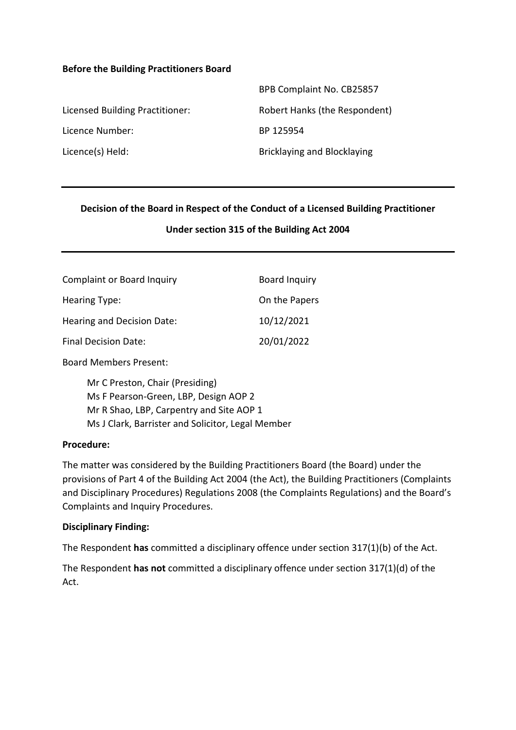**Before the Building Practitioners Board**

| | |
|---|---|
| | BPB Complaint No. CB25857 |
| Licensed Building Practitioner: | Robert Hanks (the Respondent) |
| Licence Number: | BP 125954 |
| Licence(s) Held: | Bricklaying and Blocklaying |

---

## Decision of the Board in Respect of the Conduct of a Licensed Building Practitioner

## Under section 315 of the Building Act 2004

---

| | |
|---|---|
| Complaint or Board Inquiry | Board Inquiry |
| Hearing Type: | On the Papers |
| Hearing and Decision Date: | 10/12/2021 |
| Final Decision Date: | 20/01/2022 |

Board Members Present:

Mr C Preston, Chair (Presiding)
Ms F Pearson-Green, LBP, Design AOP 2
Mr R Shao, LBP, Carpentry and Site AOP 1
Ms J Clark, Barrister and Solicitor, Legal Member

**Procedure:**

The matter was considered by the Building Practitioners Board (the Board) under the provisions of Part 4 of the Building Act 2004 (the Act), the Building Practitioners (Complaints and Disciplinary Procedures) Regulations 2008 (the Complaints Regulations) and the Board's Complaints and Inquiry Procedures.

**Disciplinary Finding:**

The Respondent **has** committed a disciplinary offence under section 317(1)(b) of the Act.

The Respondent **has not** committed a disciplinary offence under section 317(1)(d) of the Act.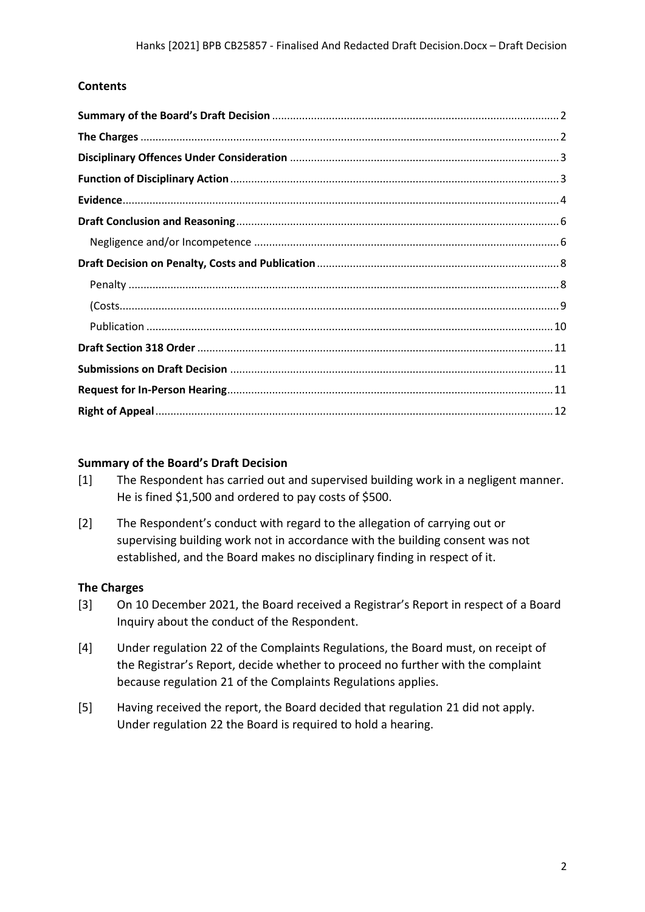## Contents

- **Summary of the Board's Draft Decision** ... 2
- **The Charges** ... 2
- **Disciplinary Offences Under Consideration** ... 3
- **Function of Disciplinary Action** ... 3
- **Evidence** ... 4
- **Draft Conclusion and Reasoning** ... 6
  - Negligence and/or Incompetence ... 6
- **Draft Decision on Penalty, Costs and Publication** ... 8
  - Penalty ... 8
  - (Costs ... 9
  - Publication ... 10
- **Draft Section 318 Order** ... 11
- **Submissions on Draft Decision** ... 11
- **Request for In-Person Hearing** ... 11
- **Right of Appeal** ... 12

## Summary of the Board's Draft Decision

[1] The Respondent has carried out and supervised building work in a negligent manner. He is fined $1,500 and ordered to pay costs of $500.

[2] The Respondent's conduct with regard to the allegation of carrying out or supervising building work not in accordance with the building consent was not established, and the Board makes no disciplinary finding in respect of it.

## The Charges

[3] On 10 December 2021, the Board received a Registrar's Report in respect of a Board Inquiry about the conduct of the Respondent.

[4] Under regulation 22 of the Complaints Regulations, the Board must, on receipt of the Registrar's Report, decide whether to proceed no further with the complaint because regulation 21 of the Complaints Regulations applies.

[5] Having received the report, the Board decided that regulation 21 did not apply. Under regulation 22 the Board is required to hold a hearing.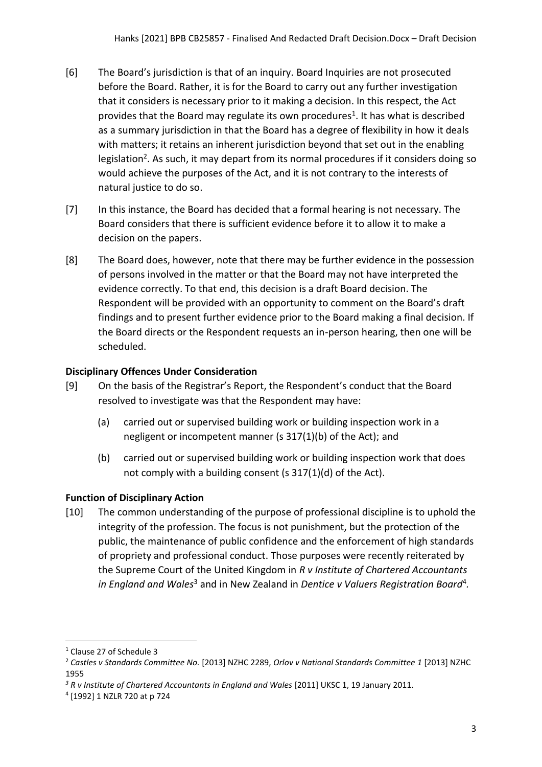[6] The Board's jurisdiction is that of an inquiry. Board Inquiries are not prosecuted before the Board. Rather, it is for the Board to carry out any further investigation that it considers is necessary prior to it making a decision. In this respect, the Act provides that the Board may regulate its own procedures[1]. It has what is described as a summary jurisdiction in that the Board has a degree of flexibility in how it deals with matters; it retains an inherent jurisdiction beyond that set out in the enabling legislation[2]. As such, it may depart from its normal procedures if it considers doing so would achieve the purposes of the Act, and it is not contrary to the interests of natural justice to do so.

[7] In this instance, the Board has decided that a formal hearing is not necessary. The Board considers that there is sufficient evidence before it to allow it to make a decision on the papers.

[8] The Board does, however, note that there may be further evidence in the possession of persons involved in the matter or that the Board may not have interpreted the evidence correctly. To that end, this decision is a draft Board decision. The Respondent will be provided with an opportunity to comment on the Board's draft findings and to present further evidence prior to the Board making a final decision. If the Board directs or the Respondent requests an in-person hearing, then one will be scheduled.

## Disciplinary Offences Under Consideration

[9] On the basis of the Registrar's Report, the Respondent's conduct that the Board resolved to investigate was that the Respondent may have:

(a) carried out or supervised building work or building inspection work in a negligent or incompetent manner (s 317(1)(b) of the Act); and

(b) carried out or supervised building work or building inspection work that does not comply with a building consent (s 317(1)(d) of the Act).

## Function of Disciplinary Action

[10] The common understanding of the purpose of professional discipline is to uphold the integrity of the profession. The focus is not punishment, but the protection of the public, the maintenance of public confidence and the enforcement of high standards of propriety and professional conduct. Those purposes were recently reiterated by the Supreme Court of the United Kingdom in *R v Institute of Chartered Accountants in England and Wales*[3] and in New Zealand in *Dentice v Valuers Registration Board*[4].

---

[1] Clause 27 of Schedule 3

[2] *Castles v Standards Committee No.* [2013] NZHC 2289, *Orlov v National Standards Committee 1* [2013] NZHC 1955

[3] *R v Institute of Chartered Accountants in England and Wales* [2011] UKSC 1, 19 January 2011.

[4] [1992] 1 NZLR 720 at p 724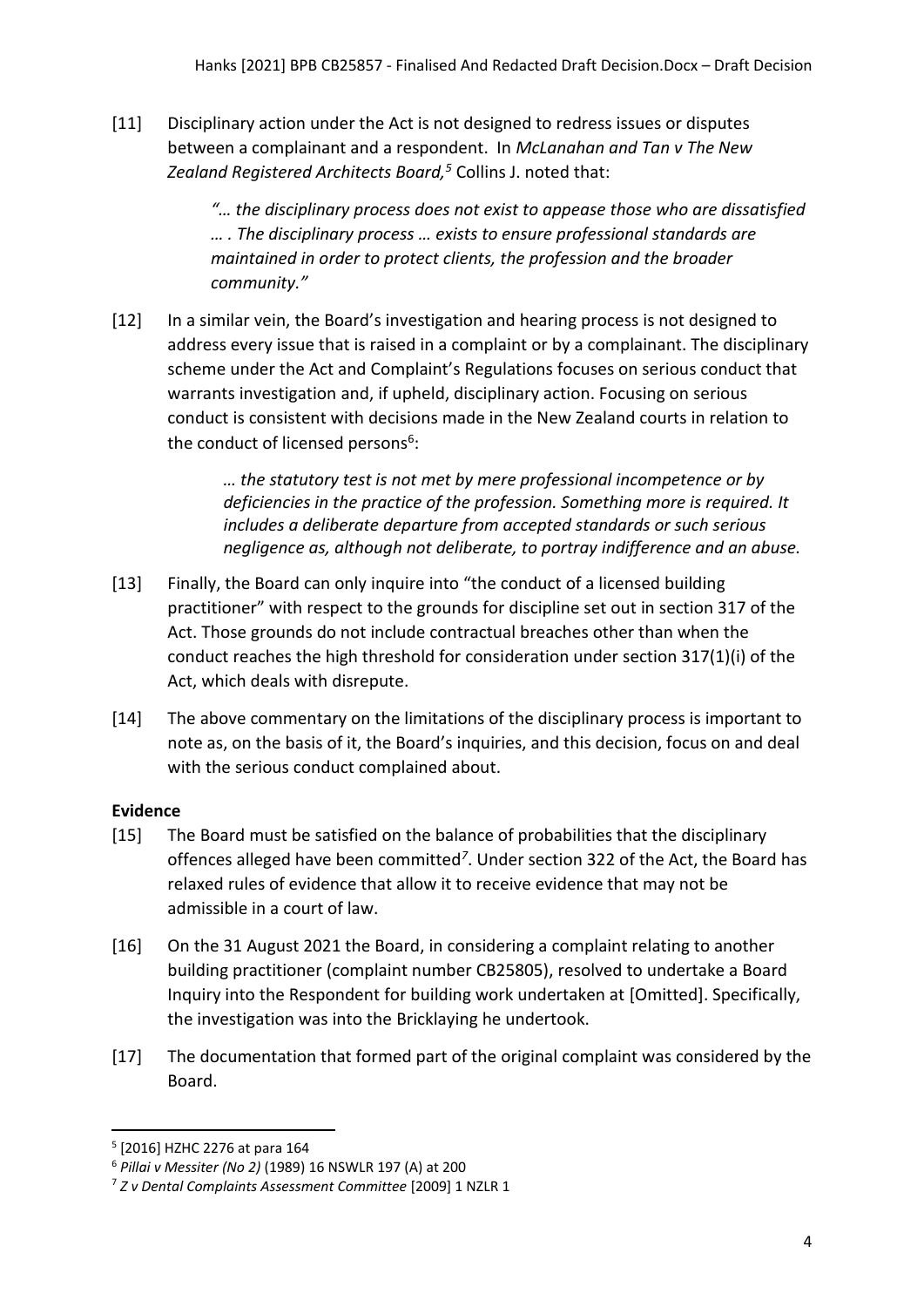[11] Disciplinary action under the Act is not designed to redress issues or disputes between a complainant and a respondent. In *McLanahan and Tan v The New Zealand Registered Architects Board,*[5] Collins J. noted that:

> *"… the disciplinary process does not exist to appease those who are dissatisfied … . The disciplinary process … exists to ensure professional standards are maintained in order to protect clients, the profession and the broader community."*

[12] In a similar vein, the Board's investigation and hearing process is not designed to address every issue that is raised in a complaint or by a complainant. The disciplinary scheme under the Act and Complaint's Regulations focuses on serious conduct that warrants investigation and, if upheld, disciplinary action. Focusing on serious conduct is consistent with decisions made in the New Zealand courts in relation to the conduct of licensed persons[6]:

> *… the statutory test is not met by mere professional incompetence or by deficiencies in the practice of the profession. Something more is required. It includes a deliberate departure from accepted standards or such serious negligence as, although not deliberate, to portray indifference and an abuse.*

[13] Finally, the Board can only inquire into "the conduct of a licensed building practitioner" with respect to the grounds for discipline set out in section 317 of the Act. Those grounds do not include contractual breaches other than when the conduct reaches the high threshold for consideration under section 317(1)(i) of the Act, which deals with disrepute.

[14] The above commentary on the limitations of the disciplinary process is important to note as, on the basis of it, the Board's inquiries, and this decision, focus on and deal with the serious conduct complained about.

## Evidence

[15] The Board must be satisfied on the balance of probabilities that the disciplinary offences alleged have been committed[7]. Under section 322 of the Act, the Board has relaxed rules of evidence that allow it to receive evidence that may not be admissible in a court of law.

[16] On the 31 August 2021 the Board, in considering a complaint relating to another building practitioner (complaint number CB25805), resolved to undertake a Board Inquiry into the Respondent for building work undertaken at [Omitted]. Specifically, the investigation was into the Bricklaying he undertook.

[17] The documentation that formed part of the original complaint was considered by the Board.

---

[5] [2016] HZHC 2276 at para 164

[6] *Pillai v Messiter (No 2)* (1989) 16 NSWLR 197 (A) at 200

[7] *Z v Dental Complaints Assessment Committee* [2009] 1 NZLR 1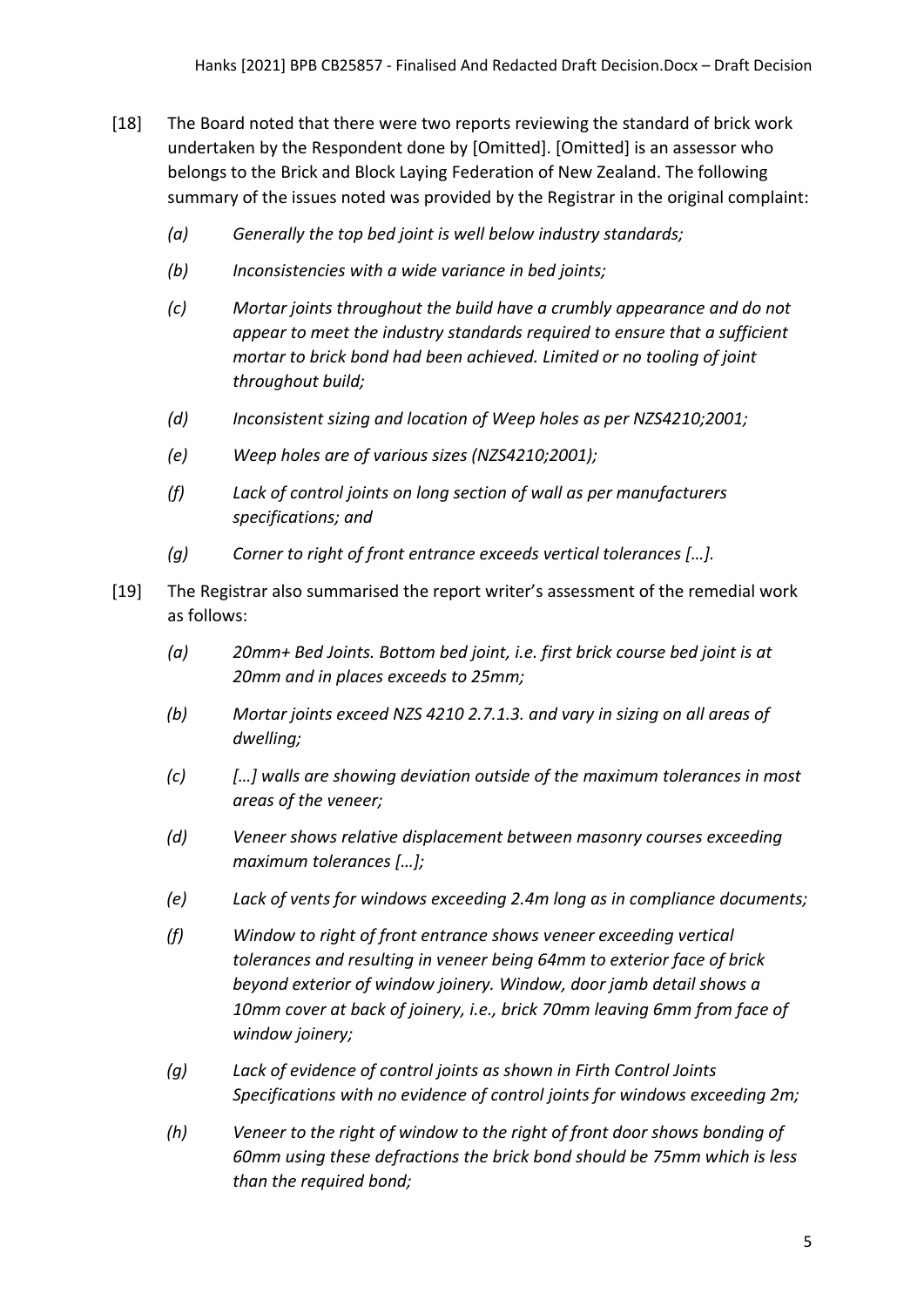[18] The Board noted that there were two reports reviewing the standard of brick work undertaken by the Respondent done by [Omitted]. [Omitted] is an assessor who belongs to the Brick and Block Laying Federation of New Zealand. The following summary of the issues noted was provided by the Registrar in the original complaint:

> (a) *Generally the top bed joint is well below industry standards;*
>
> (b) *Inconsistencies with a wide variance in bed joints;*
>
> (c) *Mortar joints throughout the build have a crumbly appearance and do not appear to meet the industry standards required to ensure that a sufficient mortar to brick bond had been achieved. Limited or no tooling of joint throughout build;*
>
> (d) *Inconsistent sizing and location of Weep holes as per NZS4210;2001;*
>
> (e) *Weep holes are of various sizes (NZS4210;2001);*
>
> (f) *Lack of control joints on long section of wall as per manufacturers specifications; and*
>
> (g) *Corner to right of front entrance exceeds vertical tolerances […].*

[19] The Registrar also summarised the report writer's assessment of the remedial work as follows:

> (a) *20mm+ Bed Joints. Bottom bed joint, i.e. first brick course bed joint is at 20mm and in places exceeds to 25mm;*
>
> (b) *Mortar joints exceed NZS 4210 2.7.1.3. and vary in sizing on all areas of dwelling;*
>
> (c) *[…] walls are showing deviation outside of the maximum tolerances in most areas of the veneer;*
>
> (d) *Veneer shows relative displacement between masonry courses exceeding maximum tolerances […];*
>
> (e) *Lack of vents for windows exceeding 2.4m long as in compliance documents;*
>
> (f) *Window to right of front entrance shows veneer exceeding vertical tolerances and resulting in veneer being 64mm to exterior face of brick beyond exterior of window joinery. Window, door jamb detail shows a 10mm cover at back of joinery, i.e., brick 70mm leaving 6mm from face of window joinery;*
>
> (g) *Lack of evidence of control joints as shown in Firth Control Joints Specifications with no evidence of control joints for windows exceeding 2m;*
>
> (h) *Veneer to the right of window to the right of front door shows bonding of 60mm using these defractions the brick bond should be 75mm which is less than the required bond;*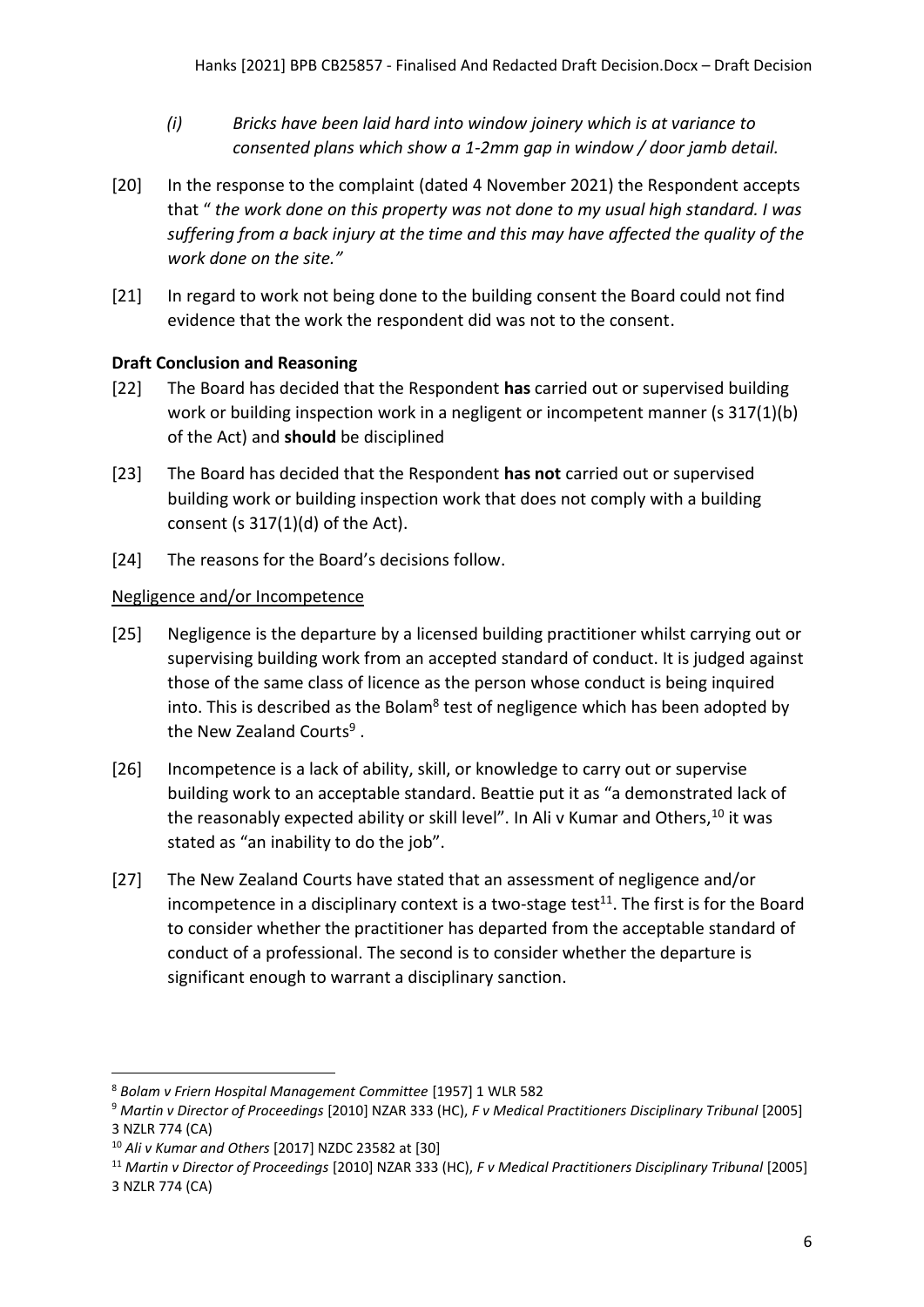*(i) Bricks have been laid hard into window joinery which is at variance to consented plans which show a 1-2mm gap in window / door jamb detail.*

[20] In the response to the complaint (dated 4 November 2021) the Respondent accepts that " *the work done on this property was not done to my usual high standard. I was suffering from a back injury at the time and this may have affected the quality of the work done on the site."*

[21] In regard to work not being done to the building consent the Board could not find evidence that the work the respondent did was not to the consent.

### Draft Conclusion and Reasoning

[22] The Board has decided that the Respondent **has** carried out or supervised building work or building inspection work in a negligent or incompetent manner (s 317(1)(b) of the Act) and **should** be disciplined

[23] The Board has decided that the Respondent **has not** carried out or supervised building work or building inspection work that does not comply with a building consent (s 317(1)(d) of the Act).

[24] The reasons for the Board's decisions follow.

Negligence and/or Incompetence

[25] Negligence is the departure by a licensed building practitioner whilst carrying out or supervising building work from an accepted standard of conduct. It is judged against those of the same class of licence as the person whose conduct is being inquired into. This is described as the Bolam[8] test of negligence which has been adopted by the New Zealand Courts[9] .

[26] Incompetence is a lack of ability, skill, or knowledge to carry out or supervise building work to an acceptable standard. Beattie put it as "a demonstrated lack of the reasonably expected ability or skill level". In Ali v Kumar and Others,[10] it was stated as "an inability to do the job".

[27] The New Zealand Courts have stated that an assessment of negligence and/or incompetence in a disciplinary context is a two-stage test[11]. The first is for the Board to consider whether the practitioner has departed from the acceptable standard of conduct of a professional. The second is to consider whether the departure is significant enough to warrant a disciplinary sanction.

---

[8] *Bolam v Friern Hospital Management Committee* [1957] 1 WLR 582

[9] *Martin v Director of Proceedings* [2010] NZAR 333 (HC), *F v Medical Practitioners Disciplinary Tribunal* [2005] 3 NZLR 774 (CA)

[10] *Ali v Kumar and Others* [2017] NZDC 23582 at [30]

[11] *Martin v Director of Proceedings* [2010] NZAR 333 (HC), *F v Medical Practitioners Disciplinary Tribunal* [2005] 3 NZLR 774 (CA)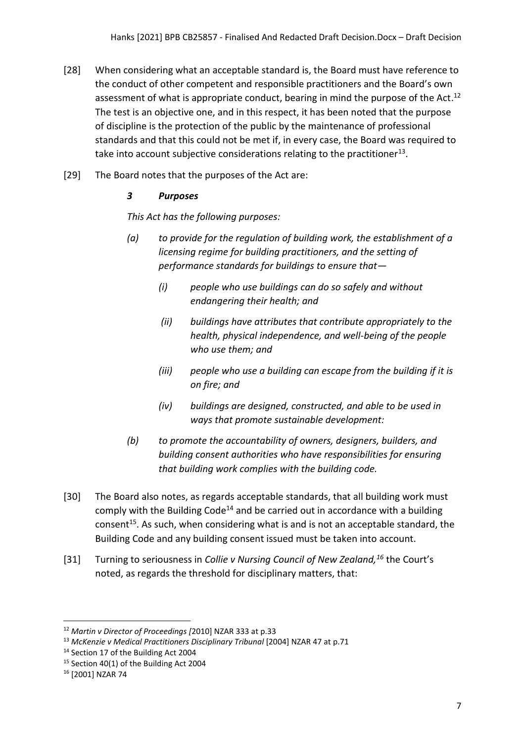[28] When considering what an acceptable standard is, the Board must have reference to the conduct of other competent and responsible practitioners and the Board's own assessment of what is appropriate conduct, bearing in mind the purpose of the Act.[12] The test is an objective one, and in this respect, it has been noted that the purpose of discipline is the protection of the public by the maintenance of professional standards and that this could not be met if, in every case, the Board was required to take into account subjective considerations relating to the practitioner[13].

[29] The Board notes that the purposes of the Act are:

> ***3 Purposes***
>
> *This Act has the following purposes:*
>
> *(a) to provide for the regulation of building work, the establishment of a licensing regime for building practitioners, and the setting of performance standards for buildings to ensure that—*
>
> > *(i) people who use buildings can do so safely and without endangering their health; and*
> >
> > *(ii) buildings have attributes that contribute appropriately to the health, physical independence, and well-being of the people who use them; and*
> >
> > *(iii) people who use a building can escape from the building if it is on fire; and*
> >
> > *(iv) buildings are designed, constructed, and able to be used in ways that promote sustainable development:*
>
> *(b) to promote the accountability of owners, designers, builders, and building consent authorities who have responsibilities for ensuring that building work complies with the building code.*

[30] The Board also notes, as regards acceptable standards, that all building work must comply with the Building Code[14] and be carried out in accordance with a building consent[15]. As such, when considering what is and is not an acceptable standard, the Building Code and any building consent issued must be taken into account.

[31] Turning to seriousness in *Collie v Nursing Council of New Zealand,*[16] the Court's noted, as regards the threshold for disciplinary matters, that:

---

[12] *Martin v Director of Proceedings [*2010] NZAR 333 at p.33

[13] *McKenzie v Medical Practitioners Disciplinary Tribunal* [2004] NZAR 47 at p.71

[14] Section 17 of the Building Act 2004

[15] Section 40(1) of the Building Act 2004

[16] [2001] NZAR 74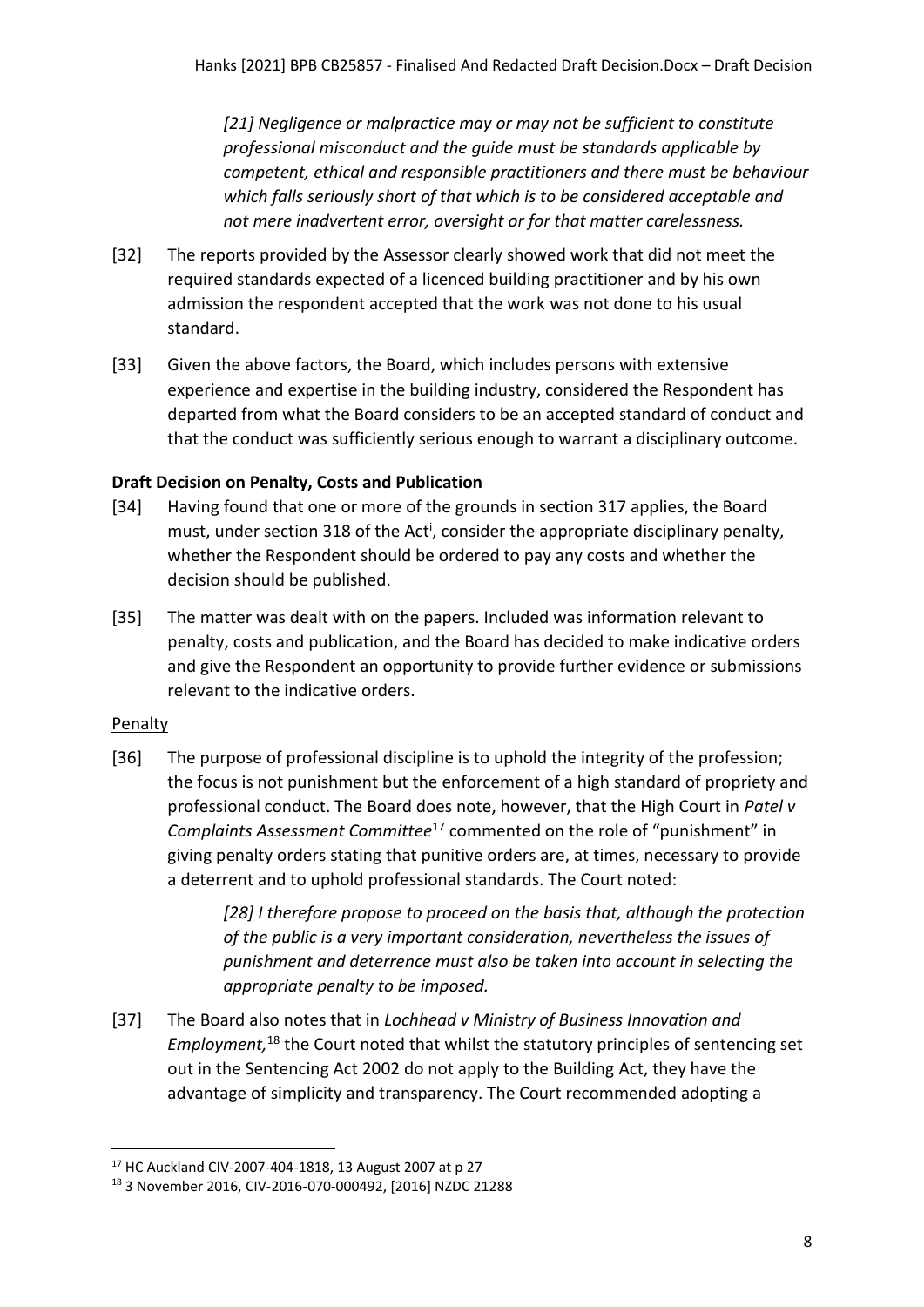*[21] Negligence or malpractice may or may not be sufficient to constitute professional misconduct and the guide must be standards applicable by competent, ethical and responsible practitioners and there must be behaviour which falls seriously short of that which is to be considered acceptable and not mere inadvertent error, oversight or for that matter carelessness.*

[32] The reports provided by the Assessor clearly showed work that did not meet the required standards expected of a licenced building practitioner and by his own admission the respondent accepted that the work was not done to his usual standard.

[33] Given the above factors, the Board, which includes persons with extensive experience and expertise in the building industry, considered the Respondent has departed from what the Board considers to be an accepted standard of conduct and that the conduct was sufficiently serious enough to warrant a disciplinary outcome.

## Draft Decision on Penalty, Costs and Publication

[34] Having found that one or more of the grounds in section 317 applies, the Board must, under section 318 of the Act[i], consider the appropriate disciplinary penalty, whether the Respondent should be ordered to pay any costs and whether the decision should be published.

[35] The matter was dealt with on the papers. Included was information relevant to penalty, costs and publication, and the Board has decided to make indicative orders and give the Respondent an opportunity to provide further evidence or submissions relevant to the indicative orders.

### Penalty

[36] The purpose of professional discipline is to uphold the integrity of the profession; the focus is not punishment but the enforcement of a high standard of propriety and professional conduct. The Board does note, however, that the High Court in *Patel v Complaints Assessment Committee*[17] commented on the role of "punishment" in giving penalty orders stating that punitive orders are, at times, necessary to provide a deterrent and to uphold professional standards. The Court noted:

> *[28] I therefore propose to proceed on the basis that, although the protection of the public is a very important consideration, nevertheless the issues of punishment and deterrence must also be taken into account in selecting the appropriate penalty to be imposed.*

[37] The Board also notes that in *Lochhead v Ministry of Business Innovation and Employment,*[18] the Court noted that whilst the statutory principles of sentencing set out in the Sentencing Act 2002 do not apply to the Building Act, they have the advantage of simplicity and transparency. The Court recommended adopting a

---

[17] HC Auckland CIV-2007-404-1818, 13 August 2007 at p 27

[18] 3 November 2016, CIV-2016-070-000492, [2016] NZDC 21288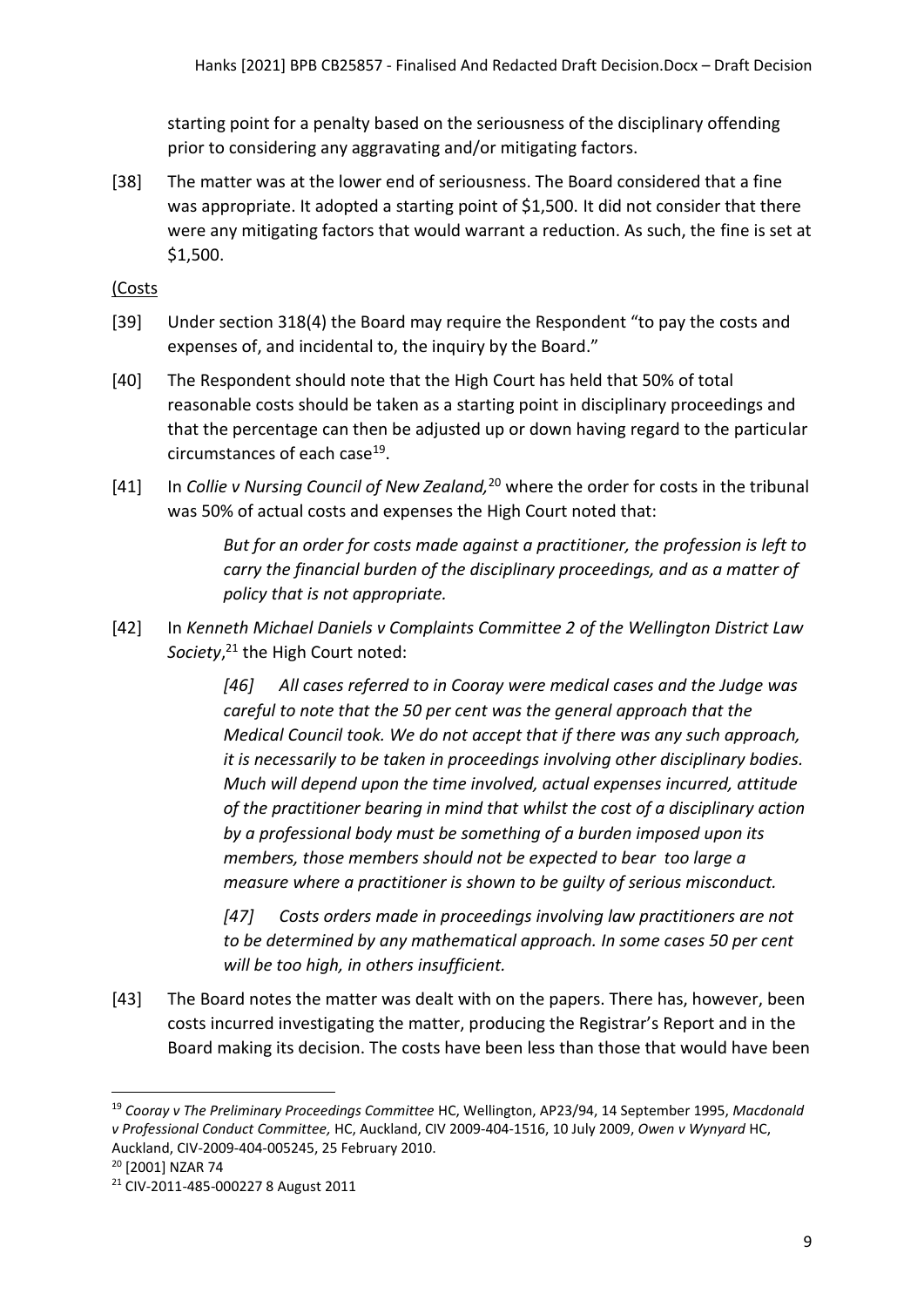starting point for a penalty based on the seriousness of the disciplinary offending prior to considering any aggravating and/or mitigating factors.

[38] The matter was at the lower end of seriousness. The Board considered that a fine was appropriate. It adopted a starting point of $1,500. It did not consider that there were any mitigating factors that would warrant a reduction. As such, the fine is set at $1,500.

## (Costs

[39] Under section 318(4) the Board may require the Respondent "to pay the costs and expenses of, and incidental to, the inquiry by the Board."

[40] The Respondent should note that the High Court has held that 50% of total reasonable costs should be taken as a starting point in disciplinary proceedings and that the percentage can then be adjusted up or down having regard to the particular circumstances of each case[19].

[41] In *Collie v Nursing Council of New Zealand,*[20] where the order for costs in the tribunal was 50% of actual costs and expenses the High Court noted that:

> *But for an order for costs made against a practitioner, the profession is left to carry the financial burden of the disciplinary proceedings, and as a matter of policy that is not appropriate.*

[42] In *Kenneth Michael Daniels v Complaints Committee 2 of the Wellington District Law Society*,[21] the High Court noted:

> *[46] All cases referred to in Cooray were medical cases and the Judge was careful to note that the 50 per cent was the general approach that the Medical Council took. We do not accept that if there was any such approach, it is necessarily to be taken in proceedings involving other disciplinary bodies. Much will depend upon the time involved, actual expenses incurred, attitude of the practitioner bearing in mind that whilst the cost of a disciplinary action by a professional body must be something of a burden imposed upon its members, those members should not be expected to bear too large a measure where a practitioner is shown to be guilty of serious misconduct.*
>
> *[47] Costs orders made in proceedings involving law practitioners are not to be determined by any mathematical approach. In some cases 50 per cent will be too high, in others insufficient.*

[43] The Board notes the matter was dealt with on the papers. There has, however, been costs incurred investigating the matter, producing the Registrar's Report and in the Board making its decision. The costs have been less than those that would have been

---

[19] *Cooray v The Preliminary Proceedings Committee* HC, Wellington, AP23/94, 14 September 1995, *Macdonald v Professional Conduct Committee,* HC, Auckland, CIV 2009-404-1516, 10 July 2009, *Owen v Wynyard* HC, Auckland, CIV-2009-404-005245, 25 February 2010.

[20] [2001] NZAR 74

[21] CIV-2011-485-000227 8 August 2011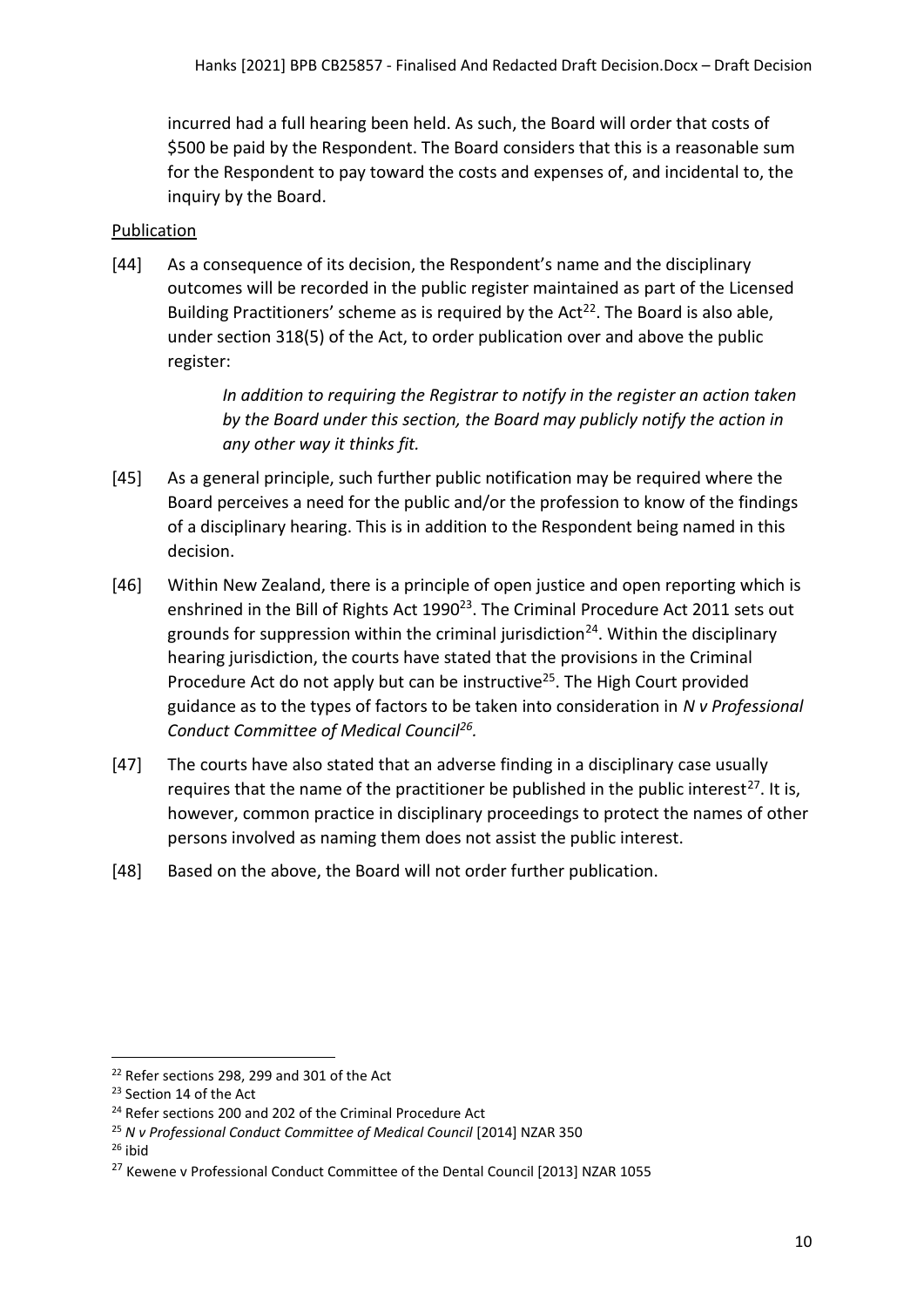incurred had a full hearing been held. As such, the Board will order that costs of $500 be paid by the Respondent. The Board considers that this is a reasonable sum for the Respondent to pay toward the costs and expenses of, and incidental to, the inquiry by the Board.

Publication

[44] As a consequence of its decision, the Respondent's name and the disciplinary outcomes will be recorded in the public register maintained as part of the Licensed Building Practitioners' scheme as is required by the Act[22]. The Board is also able, under section 318(5) of the Act, to order publication over and above the public register:

> *In addition to requiring the Registrar to notify in the register an action taken by the Board under this section, the Board may publicly notify the action in any other way it thinks fit.*

[45] As a general principle, such further public notification may be required where the Board perceives a need for the public and/or the profession to know of the findings of a disciplinary hearing. This is in addition to the Respondent being named in this decision.

[46] Within New Zealand, there is a principle of open justice and open reporting which is enshrined in the Bill of Rights Act 1990[23]. The Criminal Procedure Act 2011 sets out grounds for suppression within the criminal jurisdiction[24]. Within the disciplinary hearing jurisdiction, the courts have stated that the provisions in the Criminal Procedure Act do not apply but can be instructive[25]. The High Court provided guidance as to the types of factors to be taken into consideration in *N v Professional Conduct Committee of Medical Council*[26].

[47] The courts have also stated that an adverse finding in a disciplinary case usually requires that the name of the practitioner be published in the public interest[27]. It is, however, common practice in disciplinary proceedings to protect the names of other persons involved as naming them does not assist the public interest.

[48] Based on the above, the Board will not order further publication.

---

[22] Refer sections 298, 299 and 301 of the Act

[23] Section 14 of the Act

[24] Refer sections 200 and 202 of the Criminal Procedure Act

[25] *N v Professional Conduct Committee of Medical Council* [2014] NZAR 350

[26] ibid

[27] Kewene v Professional Conduct Committee of the Dental Council [2013] NZAR 1055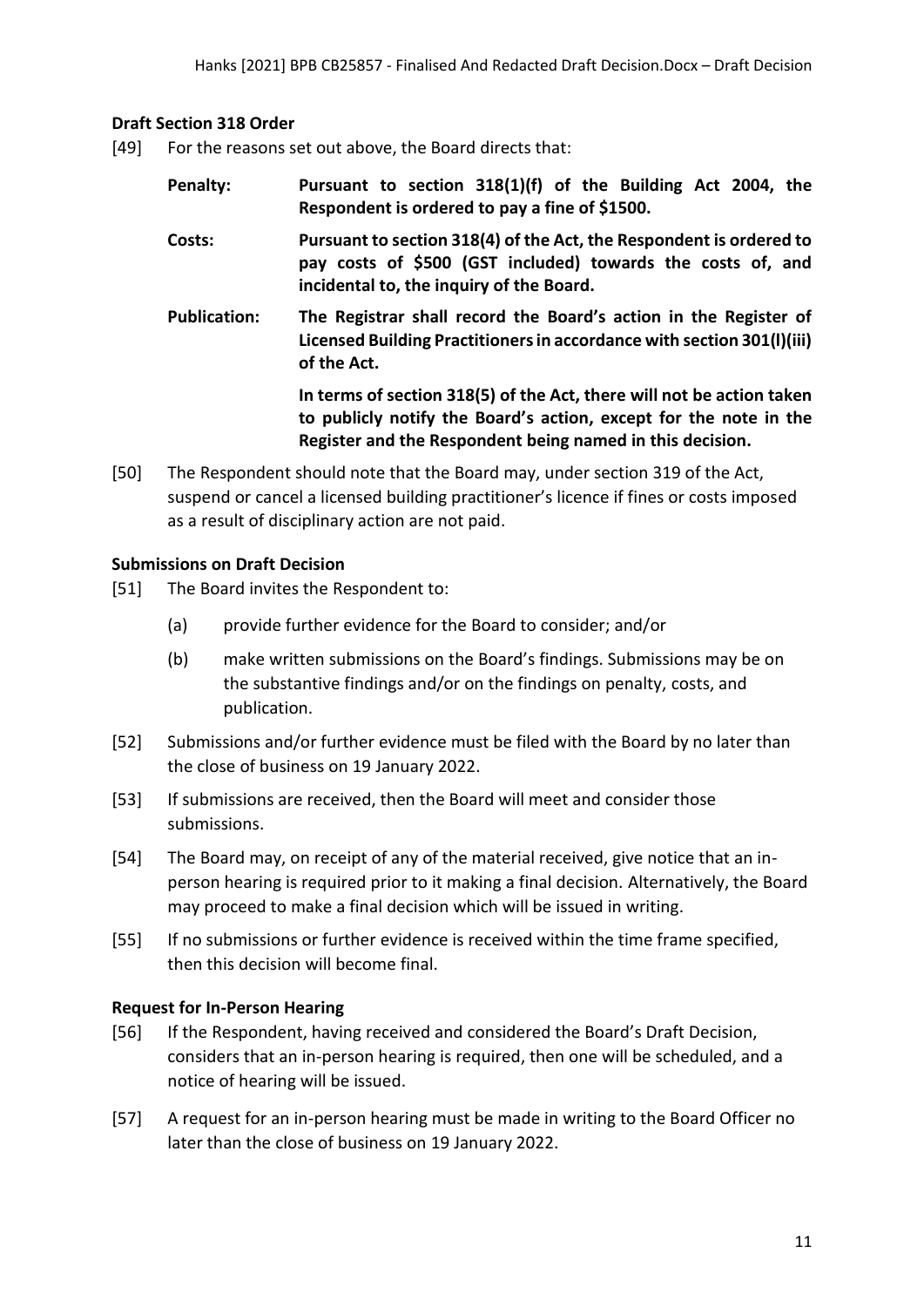## Draft Section 318 Order

[49] For the reasons set out above, the Board directs that:

**Penalty:** **Pursuant to section 318(1)(f) of the Building Act 2004, the Respondent is ordered to pay a fine of $1500.**

**Costs:** **Pursuant to section 318(4) of the Act, the Respondent is ordered to pay costs of $500 (GST included) towards the costs of, and incidental to, the inquiry of the Board.**

**Publication:** **The Registrar shall record the Board's action in the Register of Licensed Building Practitioners in accordance with section 301(l)(iii) of the Act.**

**In terms of section 318(5) of the Act, there will not be action taken to publicly notify the Board's action, except for the note in the Register and the Respondent being named in this decision.**

[50] The Respondent should note that the Board may, under section 319 of the Act, suspend or cancel a licensed building practitioner's licence if fines or costs imposed as a result of disciplinary action are not paid.

## Submissions on Draft Decision

[51] The Board invites the Respondent to:

(a) provide further evidence for the Board to consider; and/or

(b) make written submissions on the Board's findings. Submissions may be on the substantive findings and/or on the findings on penalty, costs, and publication.

[52] Submissions and/or further evidence must be filed with the Board by no later than the close of business on 19 January 2022.

[53] If submissions are received, then the Board will meet and consider those submissions.

[54] The Board may, on receipt of any of the material received, give notice that an in-person hearing is required prior to it making a final decision. Alternatively, the Board may proceed to make a final decision which will be issued in writing.

[55] If no submissions or further evidence is received within the time frame specified, then this decision will become final.

## Request for In-Person Hearing

[56] If the Respondent, having received and considered the Board's Draft Decision, considers that an in-person hearing is required, then one will be scheduled, and a notice of hearing will be issued.

[57] A request for an in-person hearing must be made in writing to the Board Officer no later than the close of business on 19 January 2022.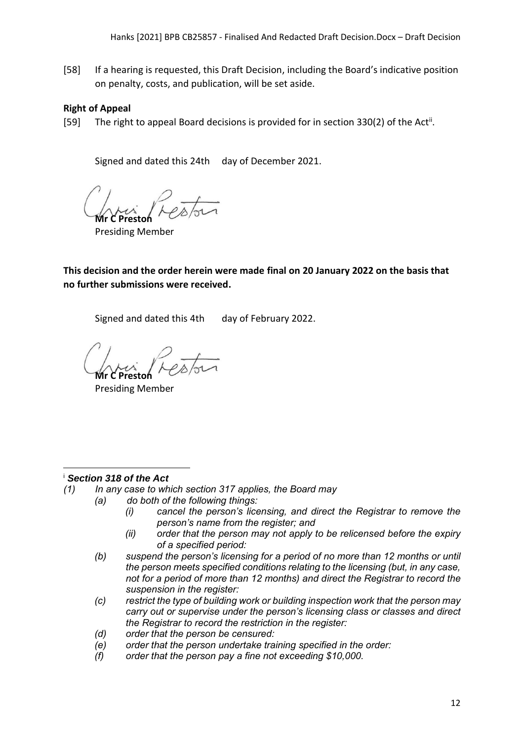[58] If a hearing is requested, this Draft Decision, including the Board's indicative position on penalty, costs, and publication, will be set aside.

**Right of Appeal**

[59] The right to appeal Board decisions is provided for in section 330(2) of the Act[ii].

Signed and dated this 24th day of December 2021.

**Mr C Preston**
Presiding Member

**This decision and the order herein were made final on 20 January 2022 on the basis that no further submissions were received.**

Signed and dated this 4th day of February 2022.

**Mr C Preston**
Presiding Member

---

[i] ***Section 318 of the Act***

*(1) In any case to which section 317 applies, the Board may*

*(a) do both of the following things:*

*(i) cancel the person's licensing, and direct the Registrar to remove the person's name from the register; and*

*(ii) order that the person may not apply to be relicensed before the expiry of a specified period:*

*(b) suspend the person's licensing for a period of no more than 12 months or until the person meets specified conditions relating to the licensing (but, in any case, not for a period of more than 12 months) and direct the Registrar to record the suspension in the register:*

*(c) restrict the type of building work or building inspection work that the person may carry out or supervise under the person's licensing class or classes and direct the Registrar to record the restriction in the register:*

*(d) order that the person be censured:*

*(e) order that the person undertake training specified in the order:*

*(f) order that the person pay a fine not exceeding $10,000.*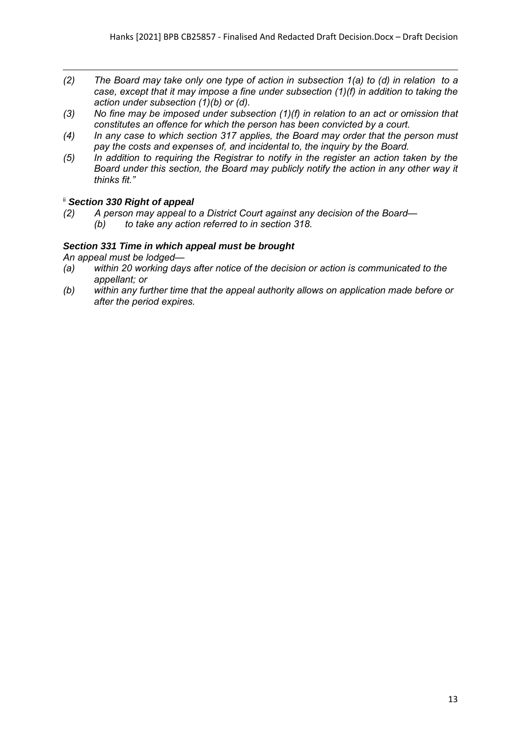*(2) The Board may take only one type of action in subsection 1(a) to (d) in relation to a case, except that it may impose a fine under subsection (1)(f) in addition to taking the action under subsection (1)(b) or (d).*

*(3) No fine may be imposed under subsection (1)(f) in relation to an act or omission that constitutes an offence for which the person has been convicted by a court.*

*(4) In any case to which section 317 applies, the Board may order that the person must pay the costs and expenses of, and incidental to, the inquiry by the Board.*

*(5) In addition to requiring the Registrar to notify in the register an action taken by the Board under this section, the Board may publicly notify the action in any other way it thinks fit."*

[ii] ***Section 330 Right of appeal***

*(2) A person may appeal to a District Court against any decision of the Board—*

*(b) to take any action referred to in section 318.*

***Section 331 Time in which appeal must be brought***

*An appeal must be lodged—*

*(a) within 20 working days after notice of the decision or action is communicated to the appellant; or*

*(b) within any further time that the appeal authority allows on application made before or after the period expires.*